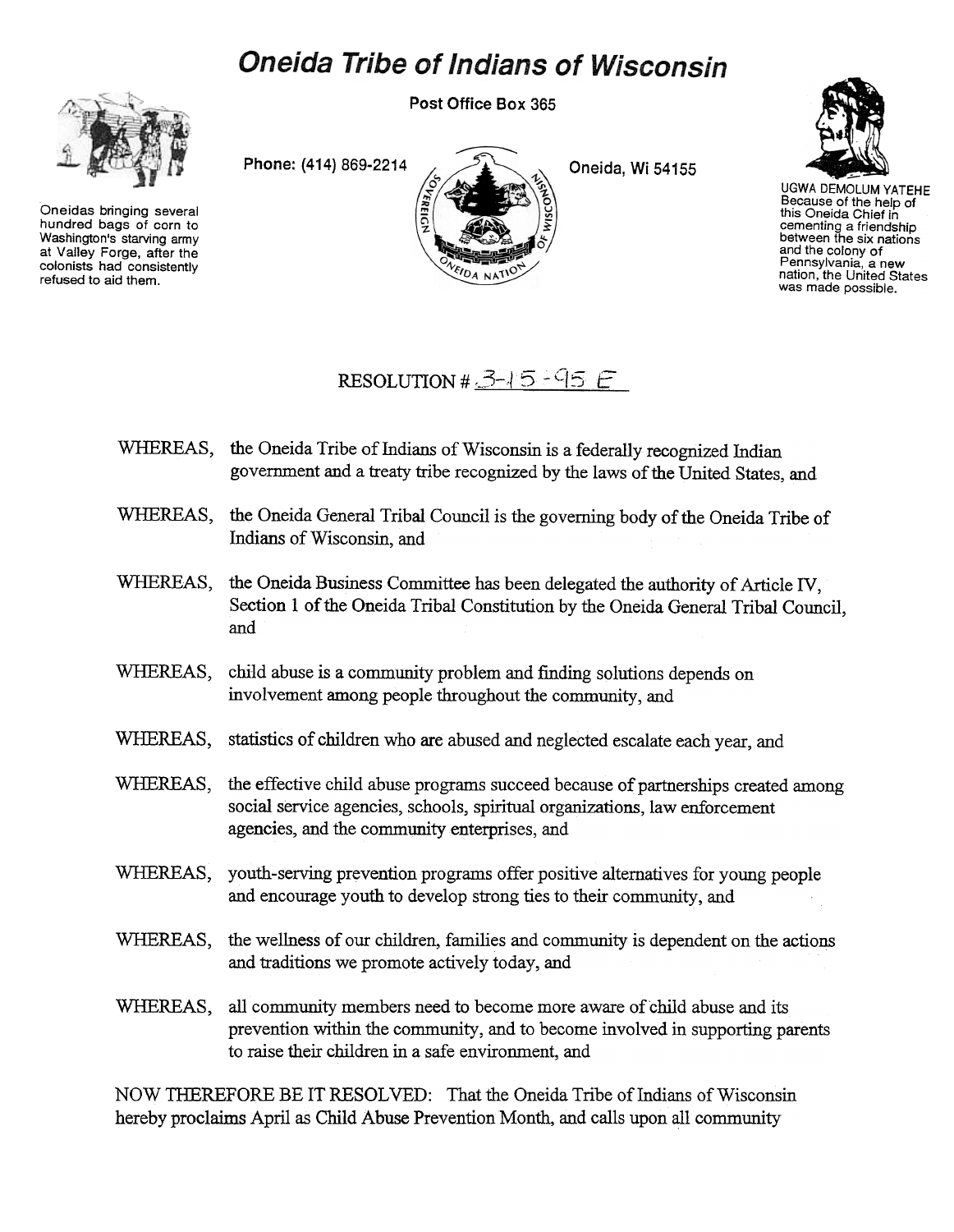# Oneida Tribe of Indians of Wisconsin

Post Office Box 365

Phone: (414) 869-2214

Oneida, Wi 54155

Oneidas bringing several hundred bags of corn to Washington's starving army at Valley Forge, after the colonists had consistently refused to aid them.

UGWA DEMOLUM YATEHE
Because of the help of this Oneida Chief in cementing a friendship between the six nations and the colony of Pennsylvania, a new nation, the United States was made possible.

RESOLUTION # 3-15-95 E

WHEREAS, the Oneida Tribe of Indians of Wisconsin is a federally recognized Indian government and a treaty tribe recognized by the laws of the United States, and

WHEREAS, the Oneida General Tribal Council is the governing body of the Oneida Tribe of Indians of Wisconsin, and

WHEREAS, the Oneida Business Committee has been delegated the authority of Article IV, Section 1 of the Oneida Tribal Constitution by the Oneida General Tribal Council, and

WHEREAS, child abuse is a community problem and finding solutions depends on involvement among people throughout the community, and

WHEREAS, statistics of children who are abused and neglected escalate each year, and

WHEREAS, the effective child abuse programs succeed because of partnerships created among social service agencies, schools, spiritual organizations, law enforcement agencies, and the community enterprises, and

WHEREAS, youth-serving prevention programs offer positive alternatives for young people and encourage youth to develop strong ties to their community, and

WHEREAS, the wellness of our children, families and community is dependent on the actions and traditions we promote actively today, and

WHEREAS, all community members need to become more aware of child abuse and its prevention within the community, and to become involved in supporting parents to raise their children in a safe environment, and

NOW THEREFORE BE IT RESOLVED: That the Oneida Tribe of Indians of Wisconsin hereby proclaims April as Child Abuse Prevention Month, and calls upon all community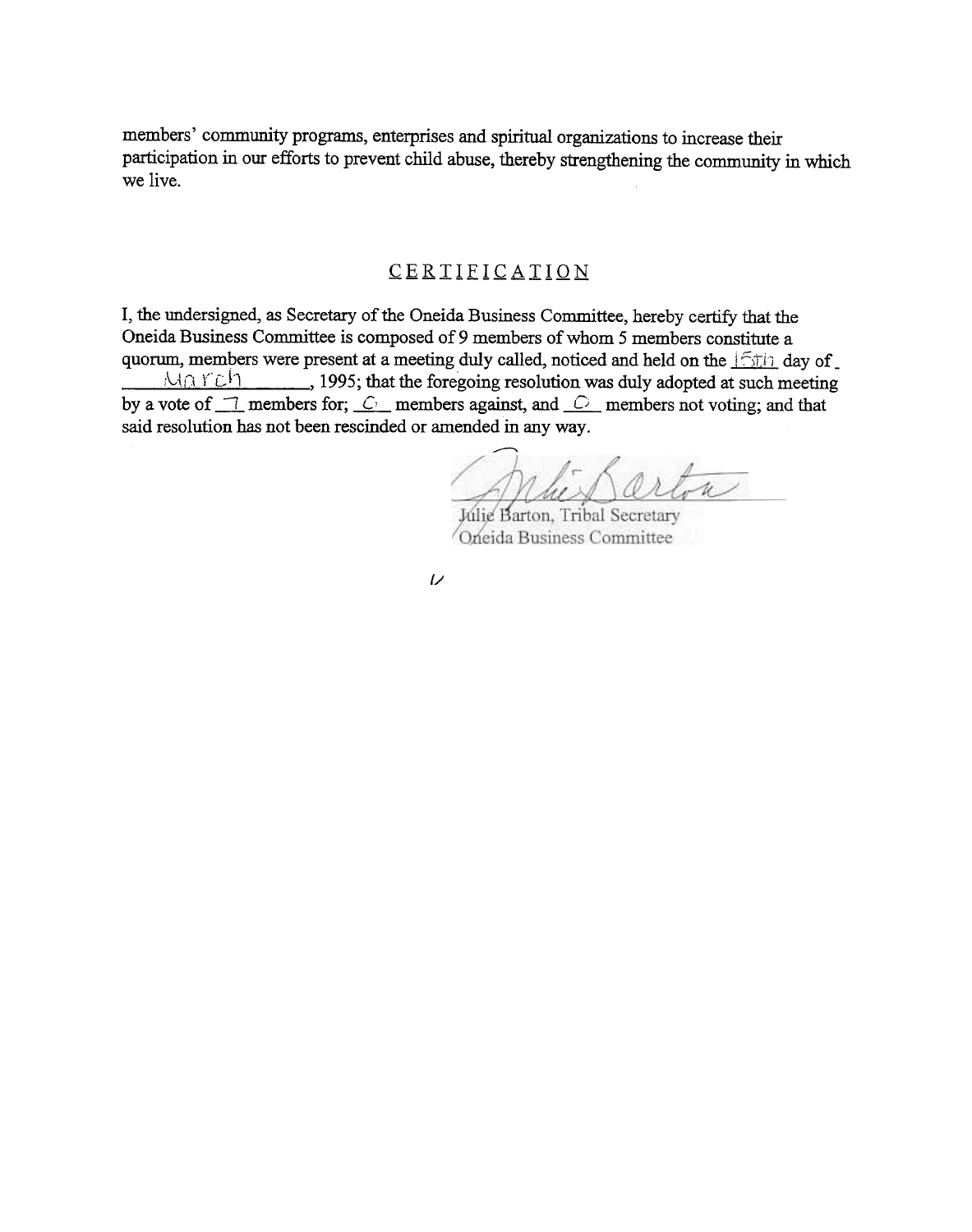members' community programs, enterprises and spiritual organizations to increase their participation in our efforts to prevent child abuse, thereby strengthening the community in which we live.

## CERTIFICATION

I, the undersigned, as Secretary of the Oneida Business Committee, hereby certify that the Oneida Business Committee is composed of 9 members of whom 5 members constitute a quorum, members were present at a meeting duly called, noticed and held on the 15th day of March, 1995; that the foregoing resolution was duly adopted at such meeting by a vote of 7 members for; 0 members against, and 0 members not voting; and that said resolution has not been rescinded or amended in any way.

Julie Barton

Julie Barton, Tribal Secretary
Oneida Business Committee